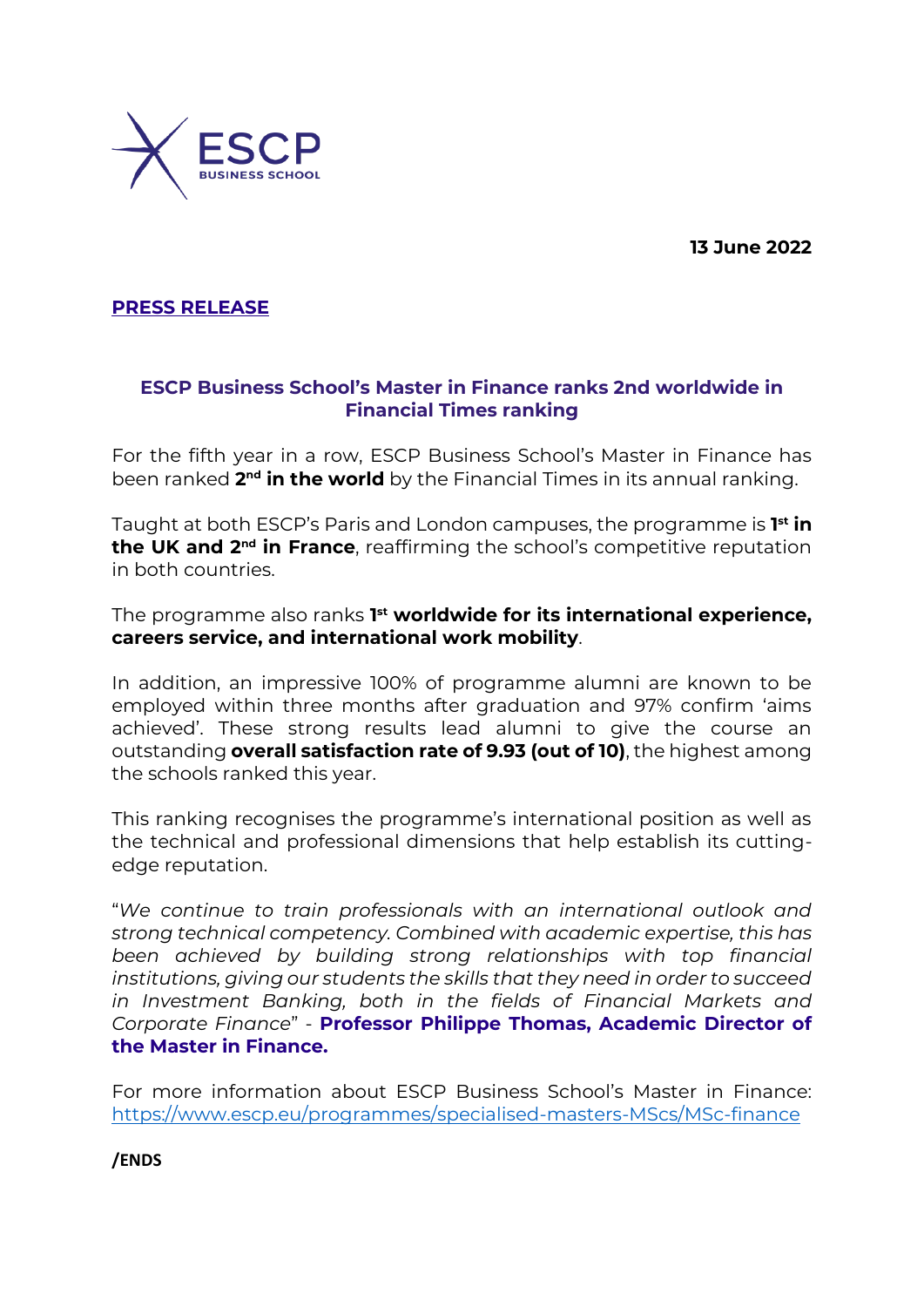**13 June 2022**

**PRESS RELEASE**

## ESCP Business School's Master in Finance ranks 2nd worldwide in Financial Times ranking

For the fifth year in a row, ESCP Business School's Master in Finance has been ranked **2nd in the world** by the Financial Times in its annual ranking.

Taught at both ESCP's Paris and London campuses, the programme is **1st in the UK and 2nd in France**, reaffirming the school's competitive reputation in both countries.

The programme also ranks **1st worldwide for its international experience, careers service, and international work mobility**.

In addition, an impressive 100% of programme alumni are known to be employed within three months after graduation and 97% confirm 'aims achieved'. These strong results lead alumni to give the course an outstanding **overall satisfaction rate of 9.93 (out of 10)**, the highest among the schools ranked this year.

This ranking recognises the programme's international position as well as the technical and professional dimensions that help establish its cutting-edge reputation.

"*We continue to train professionals with an international outlook and strong technical competency. Combined with academic expertise, this has been achieved by building strong relationships with top financial institutions, giving our students the skills that they need in order to succeed in Investment Banking, both in the fields of Financial Markets and Corporate Finance*" - **Professor Philippe Thomas, Academic Director of the Master in Finance.**

For more information about ESCP Business School's Master in Finance: https://www.escp.eu/programmes/specialised-masters-MScs/MSc-finance

**/ENDS**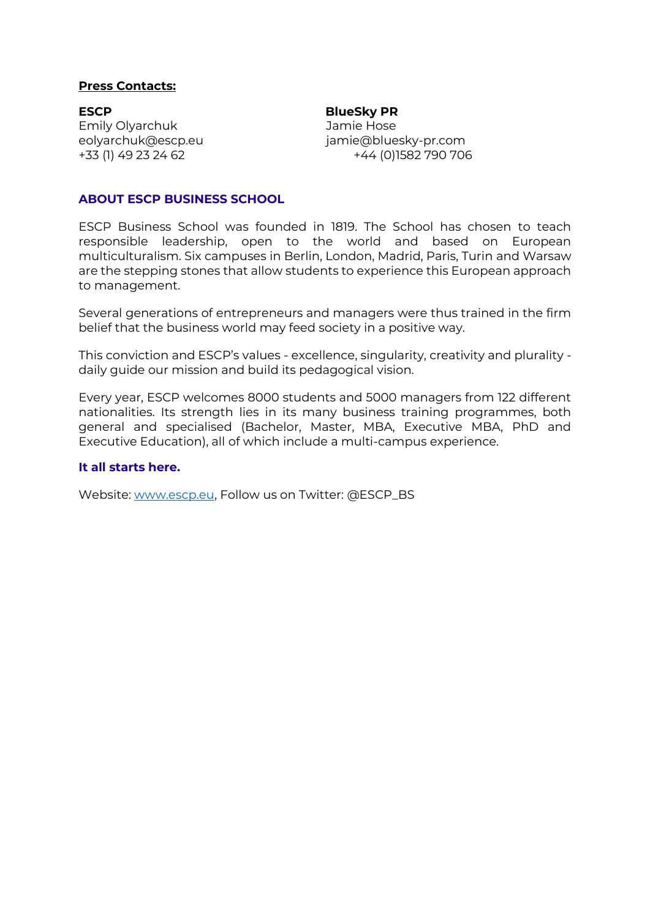**Press Contacts:**

**ESCP**
Emily Olyarchuk
eolyarchuk@escp.eu
+33 (1) 49 23 24 62

**BlueSky PR**
Jamie Hose
jamie@bluesky-pr.com
+44 (0)1582 790 706

## ABOUT ESCP BUSINESS SCHOOL

ESCP Business School was founded in 1819. The School has chosen to teach responsible leadership, open to the world and based on European multiculturalism. Six campuses in Berlin, London, Madrid, Paris, Turin and Warsaw are the stepping stones that allow students to experience this European approach to management.

Several generations of entrepreneurs and managers were thus trained in the firm belief that the business world may feed society in a positive way.

This conviction and ESCP's values - excellence, singularity, creativity and plurality - daily guide our mission and build its pedagogical vision.

Every year, ESCP welcomes 8000 students and 5000 managers from 122 different nationalities. Its strength lies in its many business training programmes, both general and specialised (Bachelor, Master, MBA, Executive MBA, PhD and Executive Education), all of which include a multi-campus experience.

**It all starts here.**

Website: [www.escp.eu](http://www.escp.eu), Follow us on Twitter: @ESCP_BS